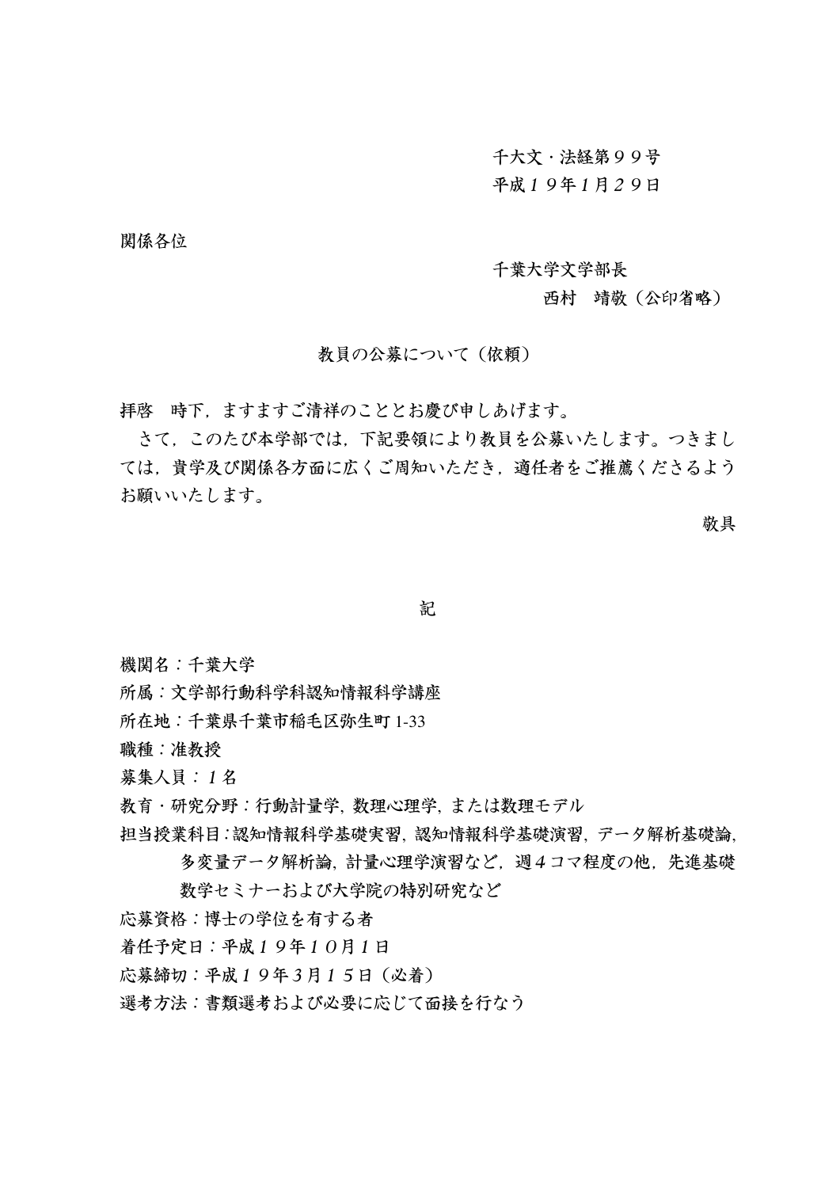千大文・法経第９９号
平成１９年1月２９日

関係各位

千葉大学文学部長
西村　靖敬（公印省略）

教員の公募について（依頼）

拝啓　時下，ますますご清祥のこととお慶び申しあげます。

さて，このたび本学部では，下記要領により教員を公募いたします。つきましては，貴学及び関係各方面に広くご周知いただき，適任者をご推薦くださるようお願いいたします。

敬具

記

機関名：千葉大学
所属：文学部行動科学科認知情報科学講座
所在地：千葉県千葉市稲毛区弥生町 1-33
職種：准教授
募集人員：１名
教育・研究分野：行動計量学，数理心理学，または数理モデル
担当授業科目：認知情報科学基礎実習，認知情報科学基礎演習，データ解析基礎論，多変量データ解析論，計量心理学演習など，週４コマ程度の他，先進基礎数学セミナーおよび大学院の特別研究など
応募資格：博士の学位を有する者
着任予定日：平成１９年１０月１日
応募締切：平成１９年3月１５日（必着）
選考方法：書類選考および必要に応じて面接を行なう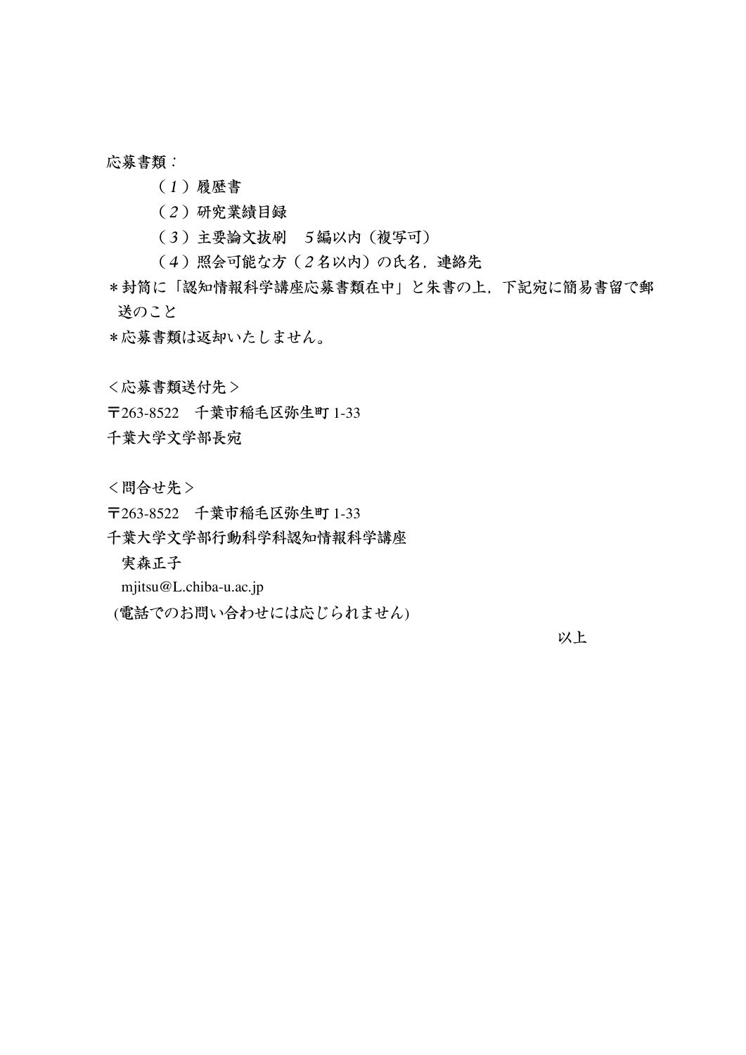応募書類：

（1）履歴書

（2）研究業績目録

（3）主要論文抜刷　5編以内（複写可）

（4）照会可能な方（2名以内）の氏名，連絡先

＊封筒に「認知情報科学講座応募書類在中」と朱書の上，下記宛に簡易書留で郵送のこと

＊応募書類は返却いたしません。

＜応募書類送付先＞

〒263-8522　千葉市稲毛区弥生町 1-33

千葉大学文学部長宛

＜問合せ先＞

〒263-8522　千葉市稲毛区弥生町 1-33

千葉大学文学部行動科学科認知情報科学講座

実森正子

mjitsu@L.chiba-u.ac.jp

(電話でのお問い合わせには応じられません)

以上